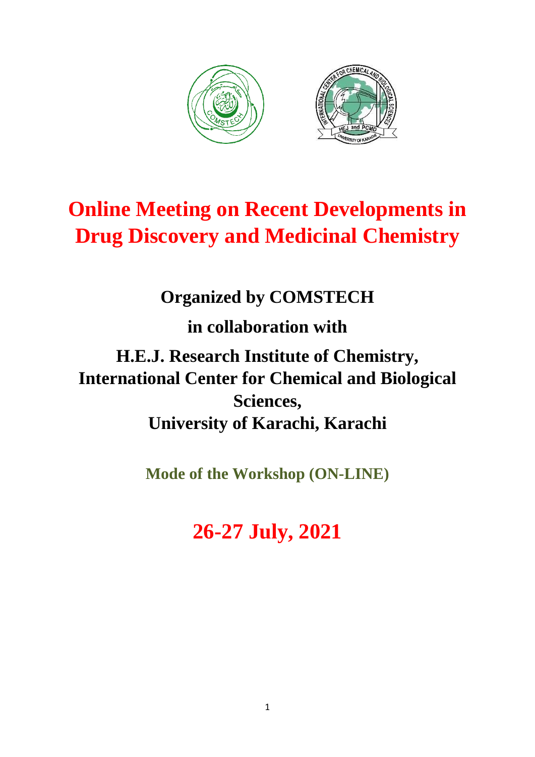# Online Meeting on Recent Developments in Drug Discovery and Medicinal Chemistry

## Organized by COMSTECH

## in collaboration with

## H.E.J. Research Institute of Chemistry, International Center for Chemical and Biological Sciences, University of Karachi, Karachi

**Mode of the Workshop (ON-LINE)**

# 26-27 July, 2021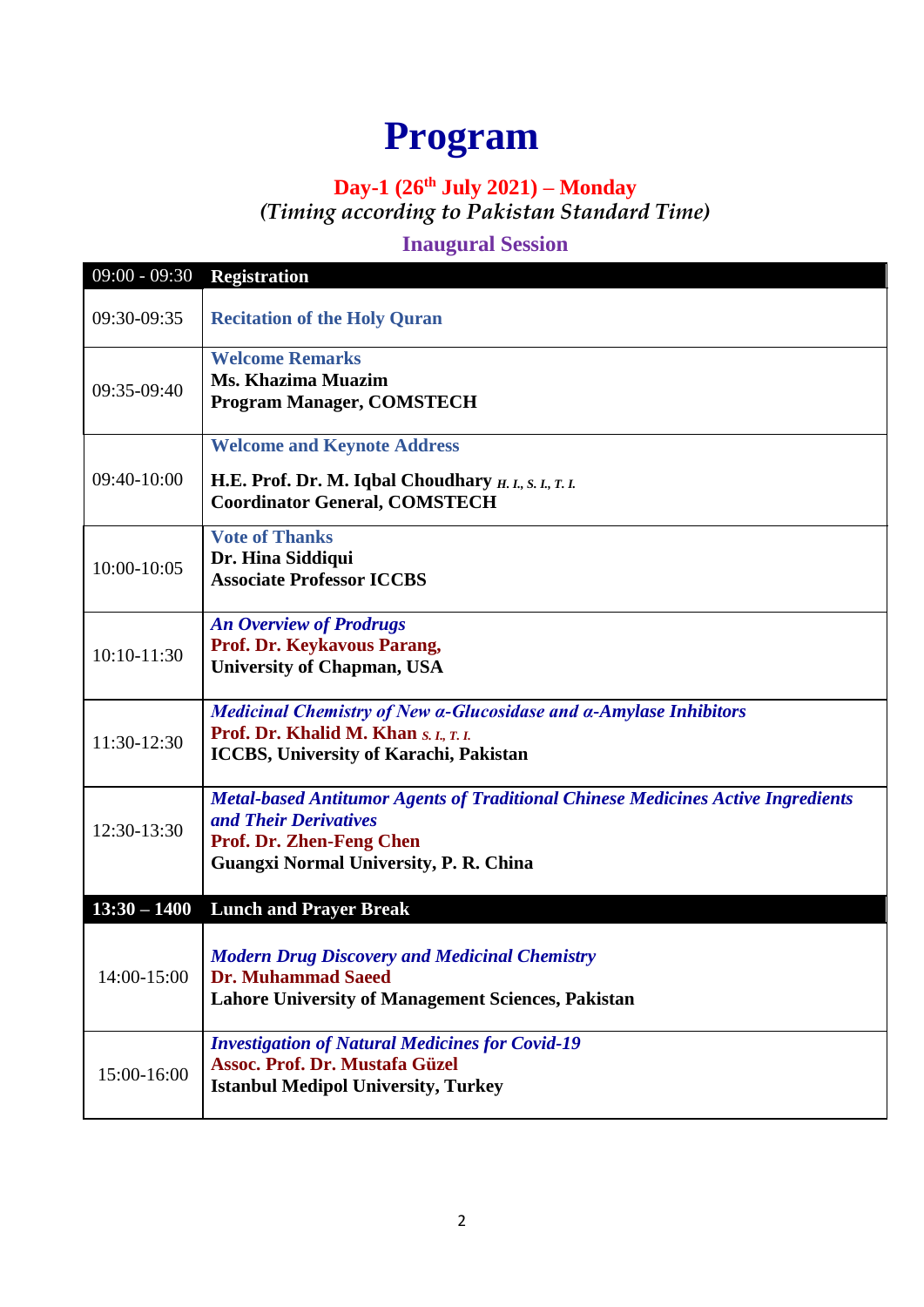# Program

## Day-1 (26th July 2021) – Monday

*(Timing according to Pakistan Standard Time)*

### Inaugural Session

| 09:00 - 09:30 | **Registration** |
|---|---|
| 09:30-09:35 | **Recitation of the Holy Quran** |
| 09:35-09:40 | **Welcome Remarks**<br>**Ms. Khazima Muazim**<br>**Program Manager, COMSTECH** |
| 09:40-10:00 | **Welcome and Keynote Address**<br>**H.E. Prof. Dr. M. Iqbal Choudhary** *H. I., S. I., T. I.*<br>**Coordinator General, COMSTECH** |
| 10:00-10:05 | **Vote of Thanks**<br>**Dr. Hina Siddiqui**<br>**Associate Professor ICCBS** |
| 10:10-11:30 | ***An Overview of Prodrugs***<br>**Prof. Dr. Keykavous Parang,**<br>**University of Chapman, USA** |
| 11:30-12:30 | ***Medicinal Chemistry of New α-Glucosidase and α-Amylase Inhibitors***<br>**Prof. Dr. Khalid M. Khan** *S. I., T. I.*<br>**ICCBS, University of Karachi, Pakistan** |
| 12:30-13:30 | ***Metal-based Antitumor Agents of Traditional Chinese Medicines Active Ingredients and Their Derivatives***<br>**Prof. Dr. Zhen-Feng Chen**<br>**Guangxi Normal University, P. R. China** |
| **13:30 – 1400** | **Lunch and Prayer Break** |
| 14:00-15:00 | ***Modern Drug Discovery and Medicinal Chemistry***<br>**Dr. Muhammad Saeed**<br>**Lahore University of Management Sciences, Pakistan** |
| 15:00-16:00 | ***Investigation of Natural Medicines for Covid-19***<br>**Assoc. Prof. Dr. Mustafa Güzel**<br>**Istanbul Medipol University, Turkey** |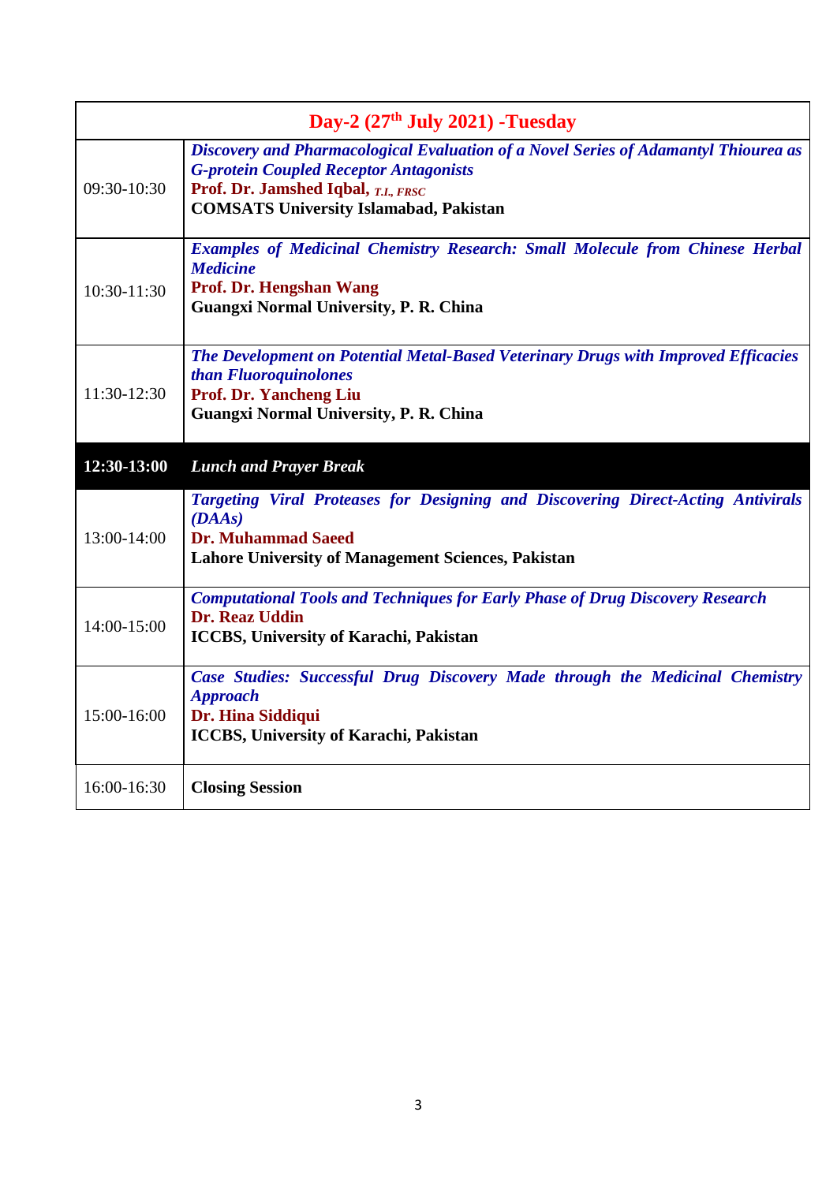| Day-2 (27th July 2021) -Tuesday | |
|---|---|
| 09:30-10:30 | ***Discovery and Pharmacological Evaluation of a Novel Series of Adamantyl Thiourea as G-protein Coupled Receptor Antagonists***<br>**Prof. Dr. Jamshed Iqbal,** ***T.I., FRSC***<br>**COMSATS University Islamabad, Pakistan** |
| 10:30-11:30 | ***Examples of Medicinal Chemistry Research: Small Molecule from Chinese Herbal Medicine***<br>**Prof. Dr. Hengshan Wang**<br>**Guangxi Normal University, P. R. China** |
| 11:30-12:30 | ***The Development on Potential Metal-Based Veterinary Drugs with Improved Efficacies than Fluoroquinolones***<br>**Prof. Dr. Yancheng Liu**<br>**Guangxi Normal University, P. R. China** |
| **12:30-13:00** | ***Lunch and Prayer Break*** |
| 13:00-14:00 | ***Targeting Viral Proteases for Designing and Discovering Direct-Acting Antivirals (DAAs)***<br>**Dr. Muhammad Saeed**<br>**Lahore University of Management Sciences, Pakistan** |
| 14:00-15:00 | ***Computational Tools and Techniques for Early Phase of Drug Discovery Research***<br>**Dr. Reaz Uddin**<br>**ICCBS, University of Karachi, Pakistan** |
| 15:00-16:00 | ***Case Studies: Successful Drug Discovery Made through the Medicinal Chemistry Approach***<br>**Dr. Hina Siddiqui**<br>**ICCBS, University of Karachi, Pakistan** |
| 16:00-16:30 | **Closing Session** |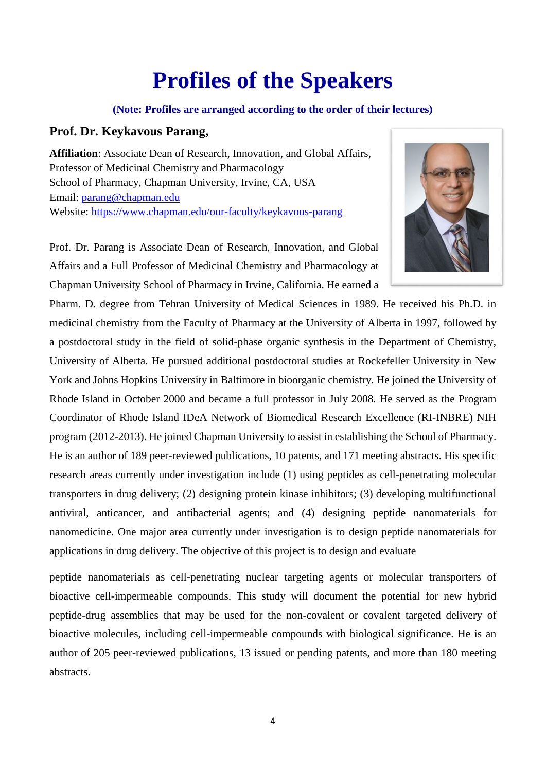# Profiles of the Speakers

**(Note: Profiles are arranged according to the order of their lectures)**

### Prof. Dr. Keykavous Parang,

**Affiliation**: Associate Dean of Research, Innovation, and Global Affairs,
Professor of Medicinal Chemistry and Pharmacology
School of Pharmacy, Chapman University, Irvine, CA, USA
Email: [parang@chapman.edu](mailto:parang@chapman.edu)
Website: [https://www.chapman.edu/our-faculty/keykavous-parang](https://www.chapman.edu/our-faculty/keykavous-parang)

Prof. Dr. Parang is Associate Dean of Research, Innovation, and Global Affairs and a Full Professor of Medicinal Chemistry and Pharmacology at Chapman University School of Pharmacy in Irvine, California. He earned a Pharm. D. degree from Tehran University of Medical Sciences in 1989. He received his Ph.D. in medicinal chemistry from the Faculty of Pharmacy at the University of Alberta in 1997, followed by a postdoctoral study in the field of solid-phase organic synthesis in the Department of Chemistry, University of Alberta. He pursued additional postdoctoral studies at Rockefeller University in New York and Johns Hopkins University in Baltimore in bioorganic chemistry. He joined the University of Rhode Island in October 2000 and became a full professor in July 2008. He served as the Program Coordinator of Rhode Island IDeA Network of Biomedical Research Excellence (RI-INBRE) NIH program (2012-2013). He joined Chapman University to assist in establishing the School of Pharmacy. He is an author of 189 peer-reviewed publications, 10 patents, and 171 meeting abstracts. His specific research areas currently under investigation include (1) using peptides as cell-penetrating molecular transporters in drug delivery; (2) designing protein kinase inhibitors; (3) developing multifunctional antiviral, anticancer, and antibacterial agents; and (4) designing peptide nanomaterials for nanomedicine. One major area currently under investigation is to design peptide nanomaterials for applications in drug delivery. The objective of this project is to design and evaluate

peptide nanomaterials as cell-penetrating nuclear targeting agents or molecular transporters of bioactive cell-impermeable compounds. This study will document the potential for new hybrid peptide-drug assemblies that may be used for the non-covalent or covalent targeted delivery of bioactive molecules, including cell-impermeable compounds with biological significance. He is an author of 205 peer-reviewed publications, 13 issued or pending patents, and more than 180 meeting abstracts.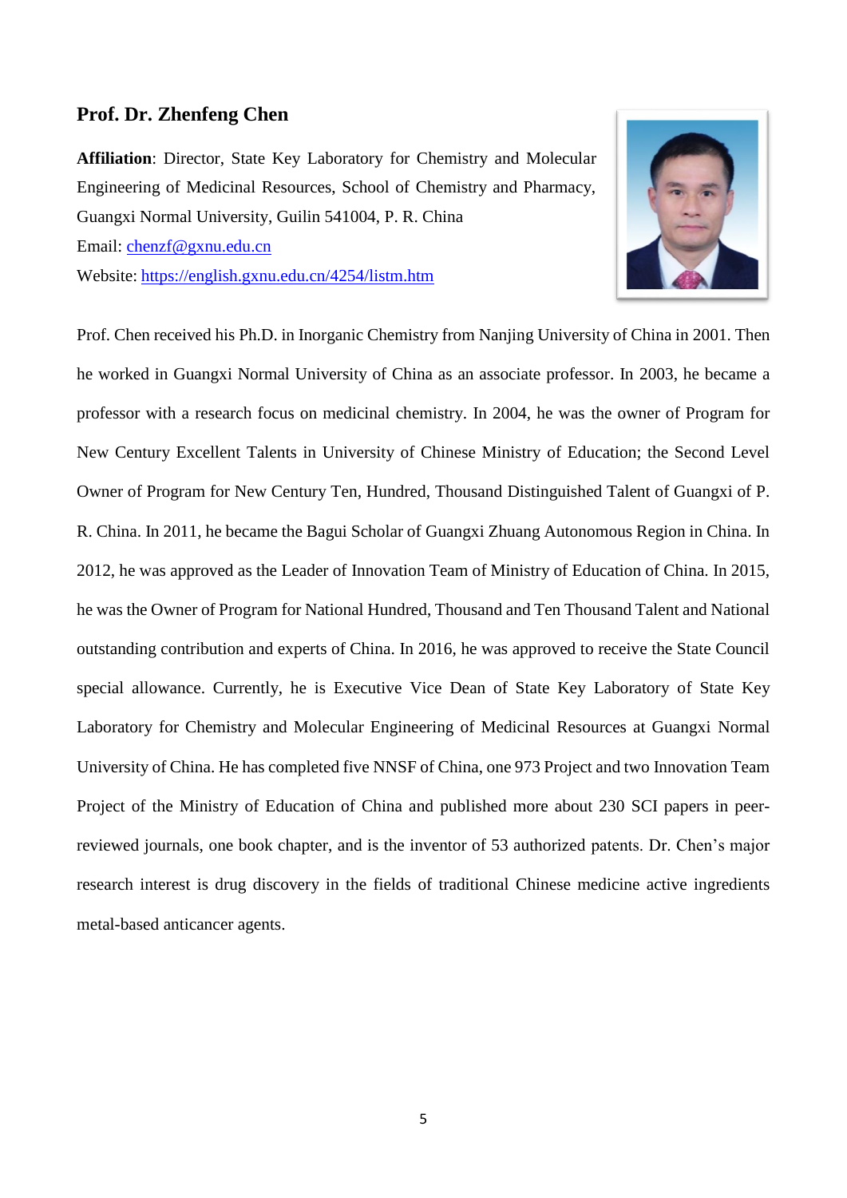## Prof. Dr. Zhenfeng Chen

**Affiliation**: Director, State Key Laboratory for Chemistry and Molecular Engineering of Medicinal Resources, School of Chemistry and Pharmacy, Guangxi Normal University, Guilin 541004, P. R. China

Email: [chenzf@gxnu.edu.cn](mailto:chenzf@gxnu.edu.cn)

Website: [https://english.gxnu.edu.cn/4254/listm.htm](https://english.gxnu.edu.cn/4254/listm.htm)

Prof. Chen received his Ph.D. in Inorganic Chemistry from Nanjing University of China in 2001. Then he worked in Guangxi Normal University of China as an associate professor. In 2003, he became a professor with a research focus on medicinal chemistry. In 2004, he was the owner of Program for New Century Excellent Talents in University of Chinese Ministry of Education; the Second Level Owner of Program for New Century Ten, Hundred, Thousand Distinguished Talent of Guangxi of P. R. China. In 2011, he became the Bagui Scholar of Guangxi Zhuang Autonomous Region in China. In 2012, he was approved as the Leader of Innovation Team of Ministry of Education of China. In 2015, he was the Owner of Program for National Hundred, Thousand and Ten Thousand Talent and National outstanding contribution and experts of China. In 2016, he was approved to receive the State Council special allowance. Currently, he is Executive Vice Dean of State Key Laboratory of State Key Laboratory for Chemistry and Molecular Engineering of Medicinal Resources at Guangxi Normal University of China. He has completed five NNSF of China, one 973 Project and two Innovation Team Project of the Ministry of Education of China and published more about 230 SCI papers in peer-reviewed journals, one book chapter, and is the inventor of 53 authorized patents. Dr. Chen's major research interest is drug discovery in the fields of traditional Chinese medicine active ingredients metal-based anticancer agents.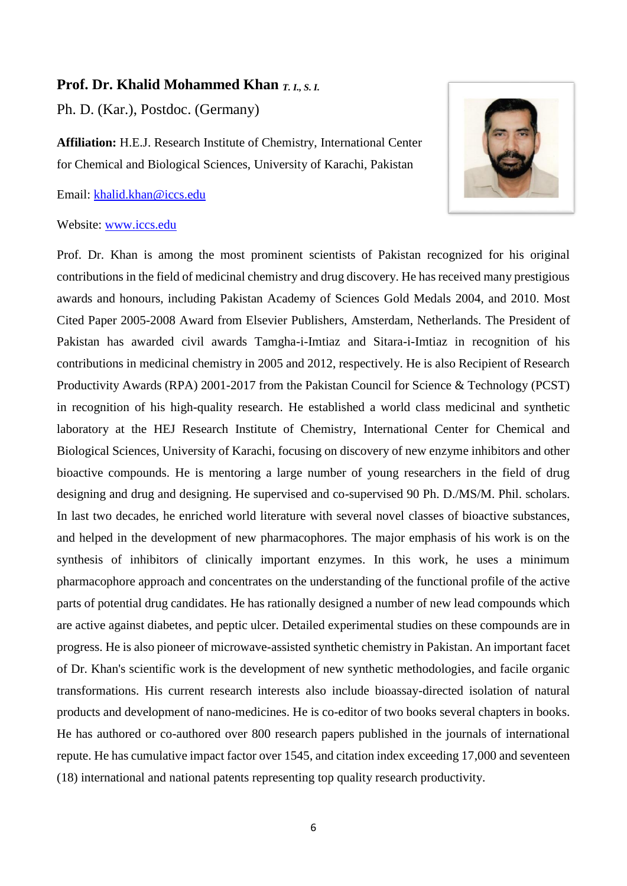**Prof. Dr. Khalid Mohammed Khan** ***T. I., S. I.***

Ph. D. (Kar.), Postdoc. (Germany)

**Affiliation:** H.E.J. Research Institute of Chemistry, International Center for Chemical and Biological Sciences, University of Karachi, Pakistan

Email: [khalid.khan@iccs.edu](mailto:khalid.khan@iccs.edu)

Website: [www.iccs.edu](http://www.iccs.edu)

Prof. Dr. Khan is among the most prominent scientists of Pakistan recognized for his original contributions in the field of medicinal chemistry and drug discovery. He has received many prestigious awards and honours, including Pakistan Academy of Sciences Gold Medals 2004, and 2010. Most Cited Paper 2005-2008 Award from Elsevier Publishers, Amsterdam, Netherlands. The President of Pakistan has awarded civil awards Tamgha-i-Imtiaz and Sitara-i-Imtiaz in recognition of his contributions in medicinal chemistry in 2005 and 2012, respectively. He is also Recipient of Research Productivity Awards (RPA) 2001-2017 from the Pakistan Council for Science & Technology (PCST) in recognition of his high-quality research. He established a world class medicinal and synthetic laboratory at the HEJ Research Institute of Chemistry, International Center for Chemical and Biological Sciences, University of Karachi, focusing on discovery of new enzyme inhibitors and other bioactive compounds. He is mentoring a large number of young researchers in the field of drug designing and drug and designing. He supervised and co-supervised 90 Ph. D./MS/M. Phil. scholars. In last two decades, he enriched world literature with several novel classes of bioactive substances, and helped in the development of new pharmacophores. The major emphasis of his work is on the synthesis of inhibitors of clinically important enzymes. In this work, he uses a minimum pharmacophore approach and concentrates on the understanding of the functional profile of the active parts of potential drug candidates. He has rationally designed a number of new lead compounds which are active against diabetes, and peptic ulcer. Detailed experimental studies on these compounds are in progress. He is also pioneer of microwave-assisted synthetic chemistry in Pakistan. An important facet of Dr. Khan's scientific work is the development of new synthetic methodologies, and facile organic transformations. His current research interests also include bioassay-directed isolation of natural products and development of nano-medicines. He is co-editor of two books several chapters in books. He has authored or co-authored over 800 research papers published in the journals of international repute. He has cumulative impact factor over 1545, and citation index exceeding 17,000 and seventeen (18) international and national patents representing top quality research productivity.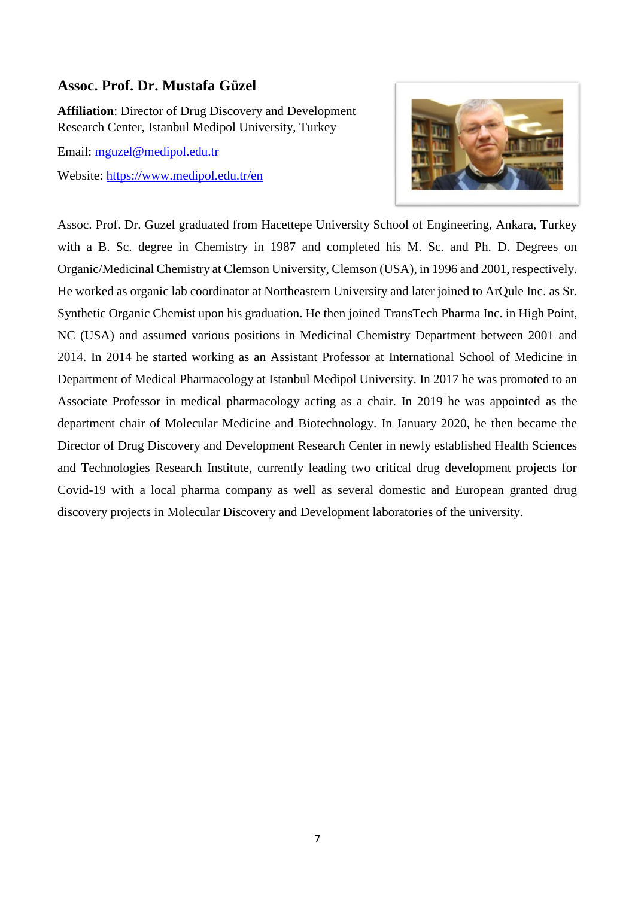### Assoc. Prof. Dr. Mustafa Güzel

**Affiliation**: Director of Drug Discovery and Development Research Center, Istanbul Medipol University, Turkey

Email: [mguzel@medipol.edu.tr](mailto:mguzel@medipol.edu.tr)

Website: [https://www.medipol.edu.tr/en](https://www.medipol.edu.tr/en)

Assoc. Prof. Dr. Guzel graduated from Hacettepe University School of Engineering, Ankara, Turkey with a B. Sc. degree in Chemistry in 1987 and completed his M. Sc. and Ph. D. Degrees on Organic/Medicinal Chemistry at Clemson University, Clemson (USA), in 1996 and 2001, respectively. He worked as organic lab coordinator at Northeastern University and later joined to ArQule Inc. as Sr. Synthetic Organic Chemist upon his graduation. He then joined TransTech Pharma Inc. in High Point, NC (USA) and assumed various positions in Medicinal Chemistry Department between 2001 and 2014. In 2014 he started working as an Assistant Professor at International School of Medicine in Department of Medical Pharmacology at Istanbul Medipol University. In 2017 he was promoted to an Associate Professor in medical pharmacology acting as a chair. In 2019 he was appointed as the department chair of Molecular Medicine and Biotechnology. In January 2020, he then became the Director of Drug Discovery and Development Research Center in newly established Health Sciences and Technologies Research Institute, currently leading two critical drug development projects for Covid-19 with a local pharma company as well as several domestic and European granted drug discovery projects in Molecular Discovery and Development laboratories of the university.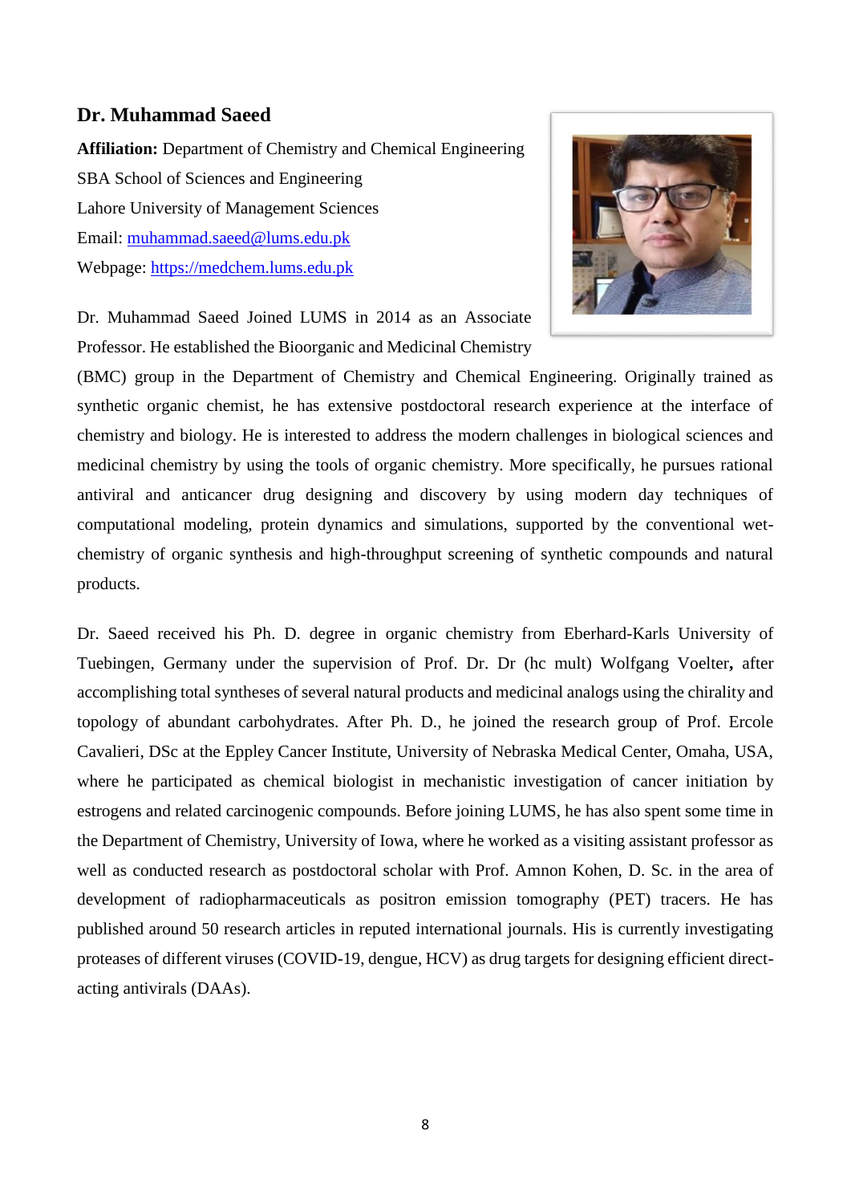## Dr. Muhammad Saeed

**Affiliation:** Department of Chemistry and Chemical Engineering
SBA School of Sciences and Engineering
Lahore University of Management Sciences
Email: muhammad.saeed@lums.edu.pk
Webpage: https://medchem.lums.edu.pk

Dr. Muhammad Saeed Joined LUMS in 2014 as an Associate Professor. He established the Bioorganic and Medicinal Chemistry (BMC) group in the Department of Chemistry and Chemical Engineering. Originally trained as synthetic organic chemist, he has extensive postdoctoral research experience at the interface of chemistry and biology. He is interested to address the modern challenges in biological sciences and medicinal chemistry by using the tools of organic chemistry. More specifically, he pursues rational antiviral and anticancer drug designing and discovery by using modern day techniques of computational modeling, protein dynamics and simulations, supported by the conventional wet-chemistry of organic synthesis and high-throughput screening of synthetic compounds and natural products.

Dr. Saeed received his Ph. D. degree in organic chemistry from Eberhard-Karls University of Tuebingen, Germany under the supervision of Prof. Dr. Dr (hc mult) Wolfgang Voelter**,** after accomplishing total syntheses of several natural products and medicinal analogs using the chirality and topology of abundant carbohydrates. After Ph. D., he joined the research group of Prof. Ercole Cavalieri, DSc at the Eppley Cancer Institute, University of Nebraska Medical Center, Omaha, USA, where he participated as chemical biologist in mechanistic investigation of cancer initiation by estrogens and related carcinogenic compounds. Before joining LUMS, he has also spent some time in the Department of Chemistry, University of Iowa, where he worked as a visiting assistant professor as well as conducted research as postdoctoral scholar with Prof. Amnon Kohen, D. Sc. in the area of development of radiopharmaceuticals as positron emission tomography (PET) tracers. He has published around 50 research articles in reputed international journals. His is currently investigating proteases of different viruses (COVID-19, dengue, HCV) as drug targets for designing efficient direct-acting antivirals (DAAs).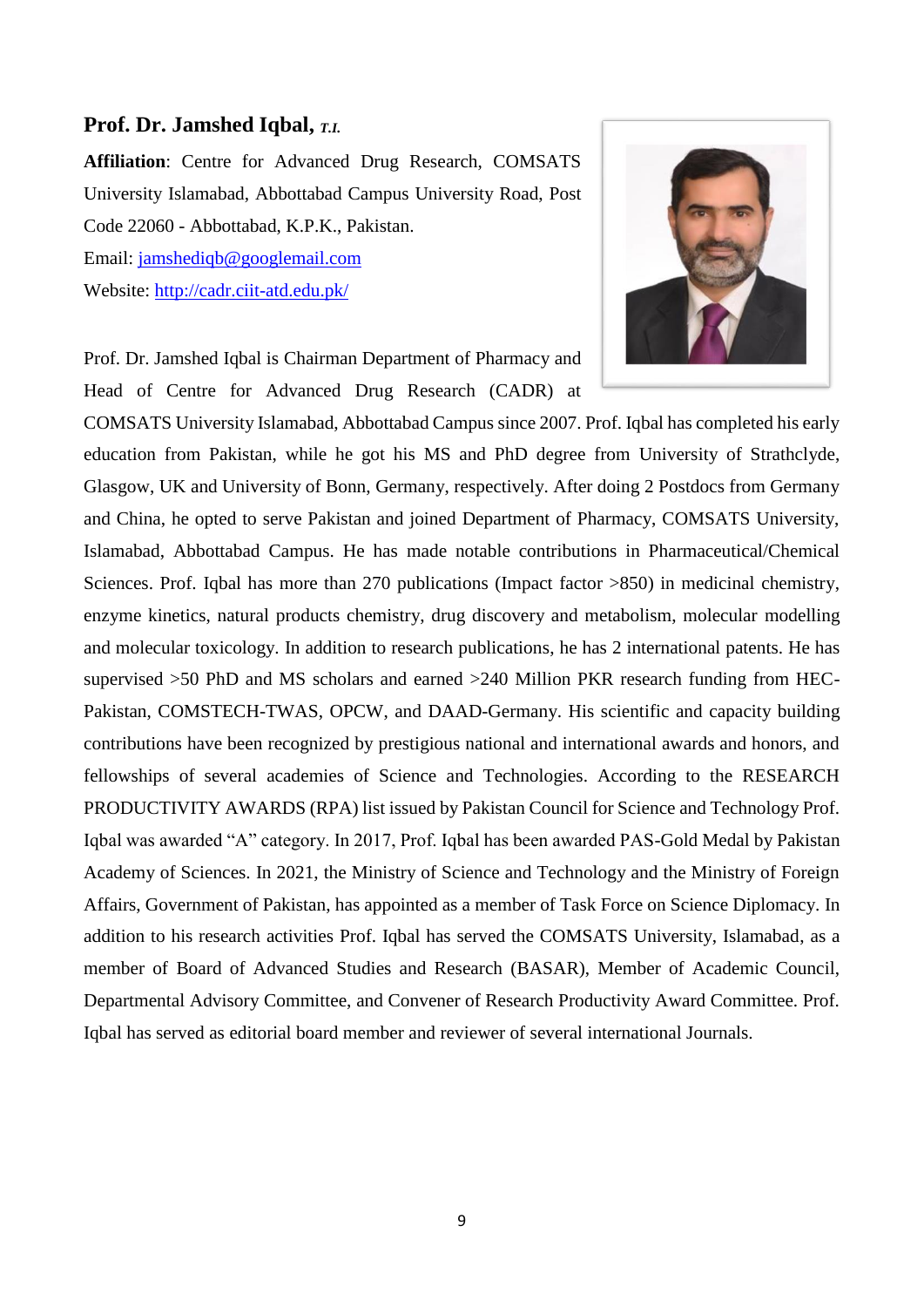**Prof. Dr. Jamshed Iqbal, *T.I.***

**Affiliation**: Centre for Advanced Drug Research, COMSATS University Islamabad, Abbottabad Campus University Road, Post Code 22060 - Abbottabad, K.P.K., Pakistan.

Email: jamshediqb@googlemail.com

Website: http://cadr.ciit-atd.edu.pk/

Prof. Dr. Jamshed Iqbal is Chairman Department of Pharmacy and Head of Centre for Advanced Drug Research (CADR) at COMSATS University Islamabad, Abbottabad Campus since 2007. Prof. Iqbal has completed his early education from Pakistan, while he got his MS and PhD degree from University of Strathclyde, Glasgow, UK and University of Bonn, Germany, respectively. After doing 2 Postdocs from Germany and China, he opted to serve Pakistan and joined Department of Pharmacy, COMSATS University, Islamabad, Abbottabad Campus. He has made notable contributions in Pharmaceutical/Chemical Sciences. Prof. Iqbal has more than 270 publications (Impact factor >850) in medicinal chemistry, enzyme kinetics, natural products chemistry, drug discovery and metabolism, molecular modelling and molecular toxicology. In addition to research publications, he has 2 international patents. He has supervised >50 PhD and MS scholars and earned >240 Million PKR research funding from HEC-Pakistan, COMSTECH-TWAS, OPCW, and DAAD-Germany. His scientific and capacity building contributions have been recognized by prestigious national and international awards and honors, and fellowships of several academies of Science and Technologies. According to the RESEARCH PRODUCTIVITY AWARDS (RPA) list issued by Pakistan Council for Science and Technology Prof. Iqbal was awarded "A" category. In 2017, Prof. Iqbal has been awarded PAS-Gold Medal by Pakistan Academy of Sciences. In 2021, the Ministry of Science and Technology and the Ministry of Foreign Affairs, Government of Pakistan, has appointed as a member of Task Force on Science Diplomacy. In addition to his research activities Prof. Iqbal has served the COMSATS University, Islamabad, as a member of Board of Advanced Studies and Research (BASAR), Member of Academic Council, Departmental Advisory Committee, and Convener of Research Productivity Award Committee. Prof. Iqbal has served as editorial board member and reviewer of several international Journals.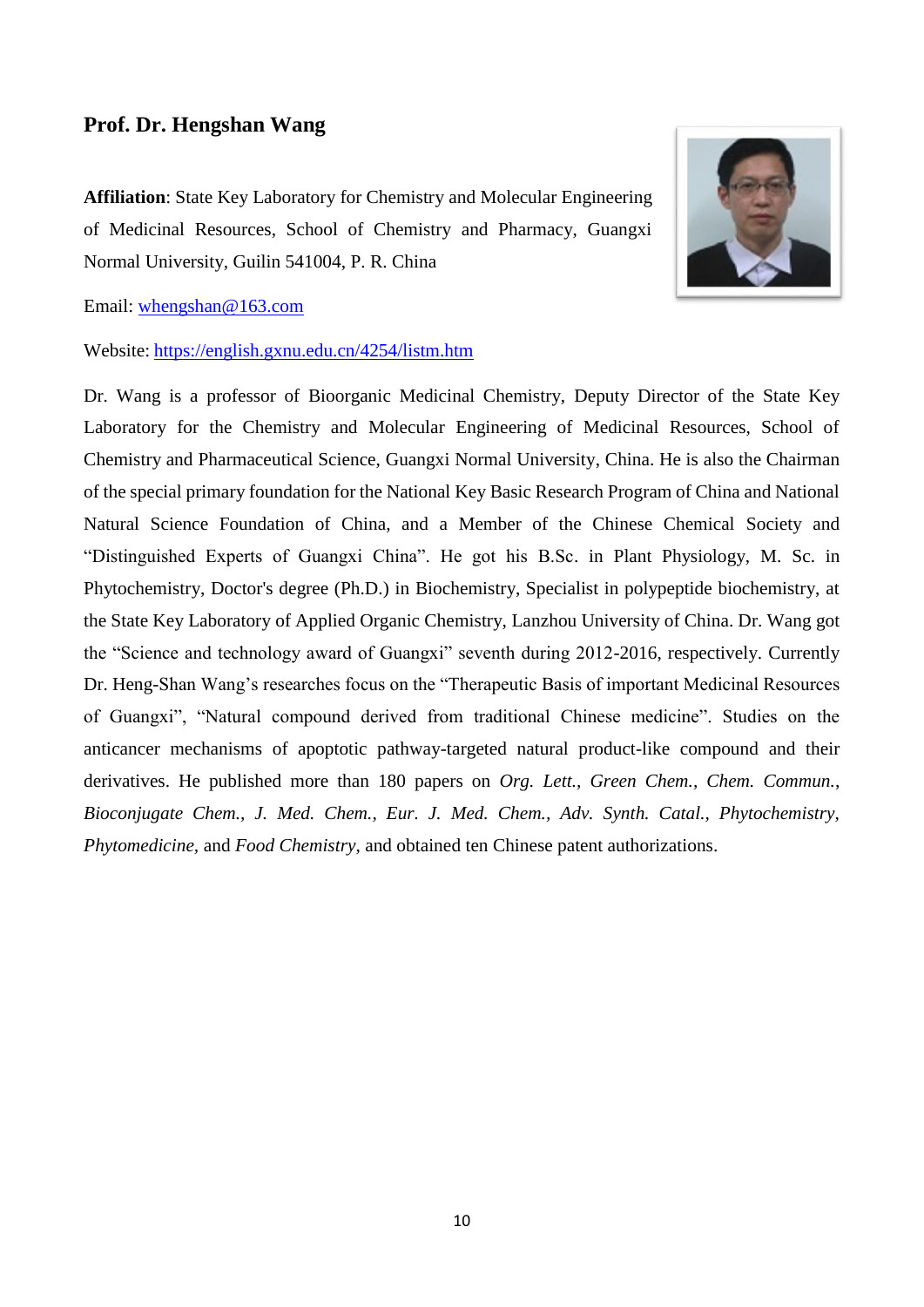## Prof. Dr. Hengshan Wang

**Affiliation**: State Key Laboratory for Chemistry and Molecular Engineering of Medicinal Resources, School of Chemistry and Pharmacy, Guangxi Normal University, Guilin 541004, P. R. China

Email: [whengshan@163.com](mailto:whengshan@163.com)

Website: [https://english.gxnu.edu.cn/4254/listm.htm](https://english.gxnu.edu.cn/4254/listm.htm)

Dr. Wang is a professor of Bioorganic Medicinal Chemistry, Deputy Director of the State Key Laboratory for the Chemistry and Molecular Engineering of Medicinal Resources, School of Chemistry and Pharmaceutical Science, Guangxi Normal University, China. He is also the Chairman of the special primary foundation for the National Key Basic Research Program of China and National Natural Science Foundation of China, and a Member of the Chinese Chemical Society and "Distinguished Experts of Guangxi China". He got his B.Sc. in Plant Physiology, M. Sc. in Phytochemistry, Doctor's degree (Ph.D.) in Biochemistry, Specialist in polypeptide biochemistry, at the State Key Laboratory of Applied Organic Chemistry, Lanzhou University of China. Dr. Wang got the "Science and technology award of Guangxi" seventh during 2012-2016, respectively. Currently Dr. Heng-Shan Wang's researches focus on the "Therapeutic Basis of important Medicinal Resources of Guangxi", "Natural compound derived from traditional Chinese medicine". Studies on the anticancer mechanisms of apoptotic pathway-targeted natural product-like compound and their derivatives. He published more than 180 papers on *Org. Lett., Green Chem., Chem. Commun., Bioconjugate Chem., J. Med. Chem., Eur. J. Med. Chem., Adv. Synth. Catal., Phytochemistry, Phytomedicine*, and *Food Chemistry*, and obtained ten Chinese patent authorizations.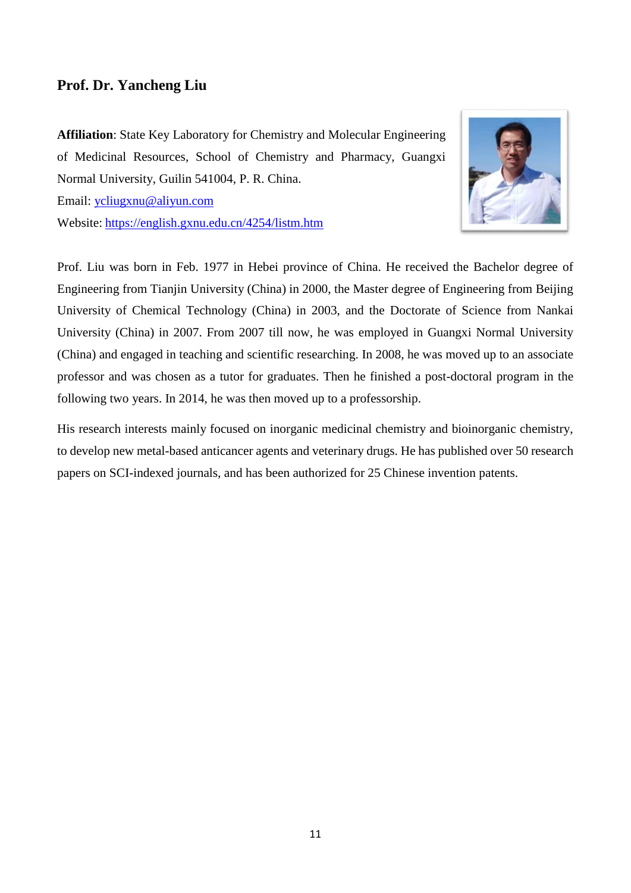## Prof. Dr. Yancheng Liu

**Affiliation**: State Key Laboratory for Chemistry and Molecular Engineering of Medicinal Resources, School of Chemistry and Pharmacy, Guangxi Normal University, Guilin 541004, P. R. China.

Email: ycliugxnu@aliyun.com

Website: https://english.gxnu.edu.cn/4254/listm.htm

Prof. Liu was born in Feb. 1977 in Hebei province of China. He received the Bachelor degree of Engineering from Tianjin University (China) in 2000, the Master degree of Engineering from Beijing University of Chemical Technology (China) in 2003, and the Doctorate of Science from Nankai University (China) in 2007. From 2007 till now, he was employed in Guangxi Normal University (China) and engaged in teaching and scientific researching. In 2008, he was moved up to an associate professor and was chosen as a tutor for graduates. Then he finished a post-doctoral program in the following two years. In 2014, he was then moved up to a professorship.

His research interests mainly focused on inorganic medicinal chemistry and bioinorganic chemistry, to develop new metal-based anticancer agents and veterinary drugs. He has published over 50 research papers on SCI-indexed journals, and has been authorized for 25 Chinese invention patents.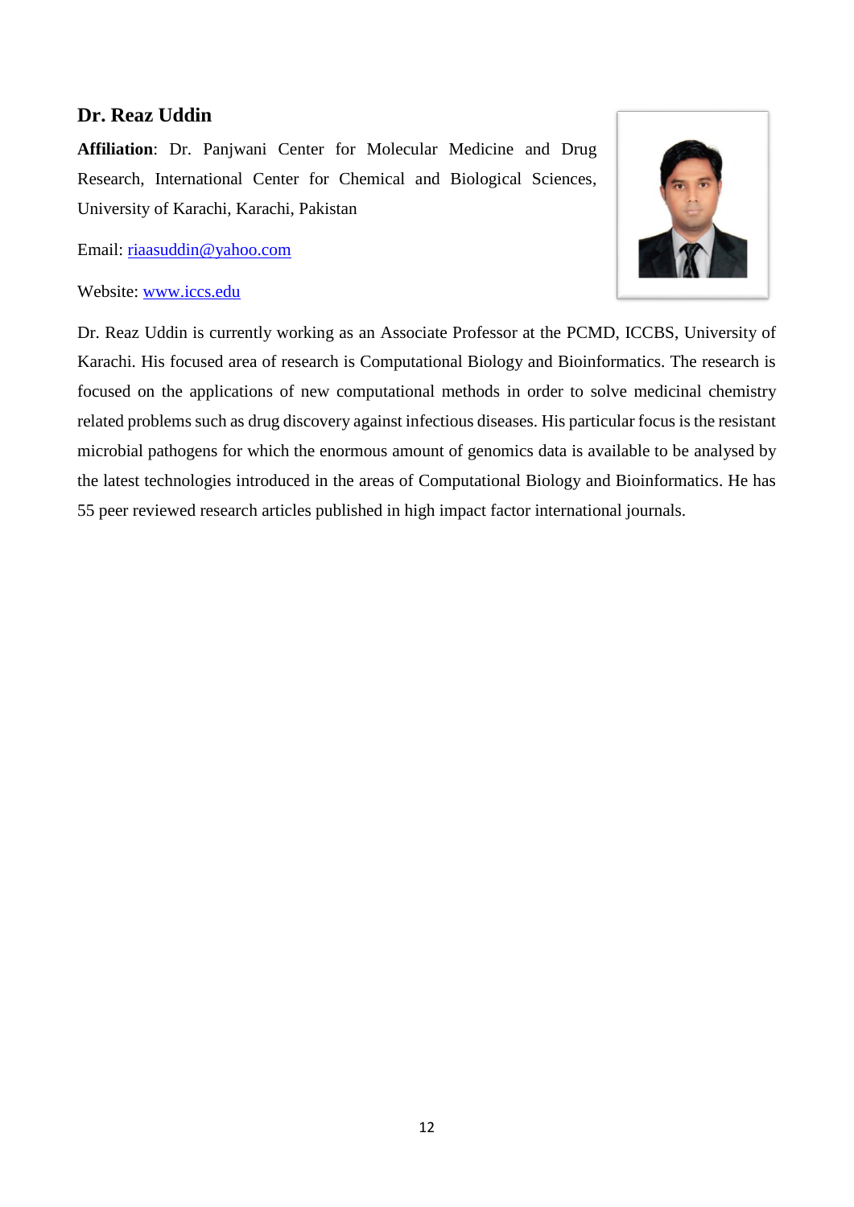## Dr. Reaz Uddin

**Affiliation**: Dr. Panjwani Center for Molecular Medicine and Drug Research, International Center for Chemical and Biological Sciences, University of Karachi, Karachi, Pakistan

Email: [riaasuddin@yahoo.com](mailto:riaasuddin@yahoo.com)

Website: [www.iccs.edu](http://www.iccs.edu)

Dr. Reaz Uddin is currently working as an Associate Professor at the PCMD, ICCBS, University of Karachi. His focused area of research is Computational Biology and Bioinformatics. The research is focused on the applications of new computational methods in order to solve medicinal chemistry related problems such as drug discovery against infectious diseases. His particular focus is the resistant microbial pathogens for which the enormous amount of genomics data is available to be analysed by the latest technologies introduced in the areas of Computational Biology and Bioinformatics. He has 55 peer reviewed research articles published in high impact factor international journals.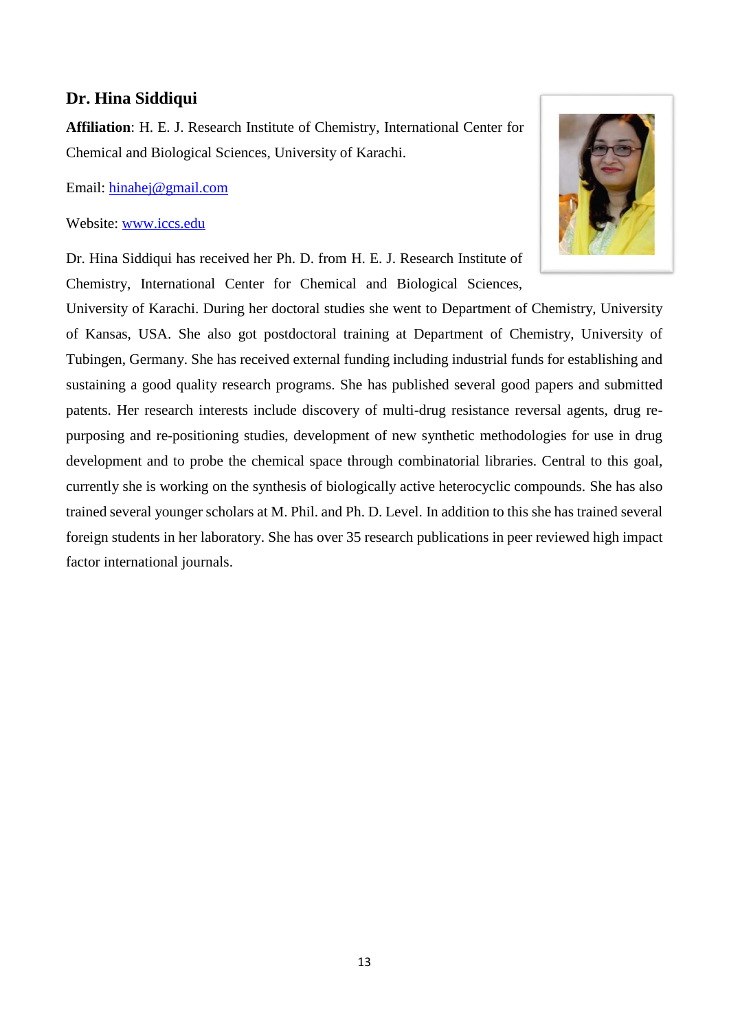## Dr. Hina Siddiqui

**Affiliation**: H. E. J. Research Institute of Chemistry, International Center for Chemical and Biological Sciences, University of Karachi.

Email: hinahej@gmail.com

Website: www.iccs.edu

Dr. Hina Siddiqui has received her Ph. D. from H. E. J. Research Institute of Chemistry, International Center for Chemical and Biological Sciences, University of Karachi. During her doctoral studies she went to Department of Chemistry, University of Kansas, USA. She also got postdoctoral training at Department of Chemistry, University of Tubingen, Germany. She has received external funding including industrial funds for establishing and sustaining a good quality research programs. She has published several good papers and submitted patents. Her research interests include discovery of multi-drug resistance reversal agents, drug re-purposing and re-positioning studies, development of new synthetic methodologies for use in drug development and to probe the chemical space through combinatorial libraries. Central to this goal, currently she is working on the synthesis of biologically active heterocyclic compounds. She has also trained several younger scholars at M. Phil. and Ph. D. Level. In addition to this she has trained several foreign students in her laboratory. She has over 35 research publications in peer reviewed high impact factor international journals.